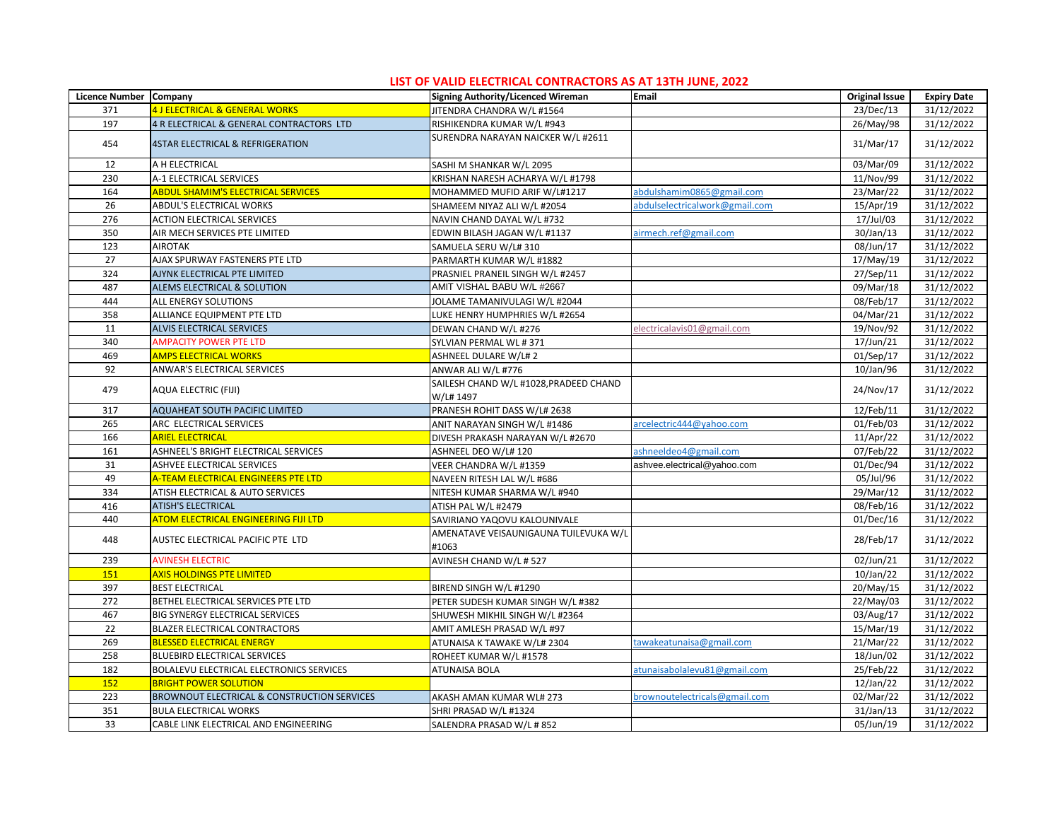# LIST OF VALID ELECTRICAL CONTRACTORS AS AT 13TH JUNE, 2022

| Licence Number | Company | Signing Authority/Licenced Wireman | Email | Original Issue | Expiry Date |
|---|---|---|---|---|---|
| 371 | 4 J ELECTRICAL & GENERAL WORKS | JITENDRA CHANDRA W/L #1564 | | 23/Dec/13 | 31/12/2022 |
| 197 | 4 R ELECTRICAL & GENERAL CONTRACTORS LTD | RISHIKENDRA KUMAR W/L #943 | | 26/May/98 | 31/12/2022 |
| 454 | 4STAR ELECTRICAL & REFRIGERATION | SURENDRA NARAYAN NAICKER W/L #2611 | | 31/Mar/17 | 31/12/2022 |
| 12 | A H ELECTRICAL | SASHI M SHANKAR W/L 2095 | | 03/Mar/09 | 31/12/2022 |
| 230 | A-1 ELECTRICAL SERVICES | KRISHAN NARESH ACHARYA W/L #1798 | | 11/Nov/99 | 31/12/2022 |
| 164 | ABDUL SHAMIM'S ELECTRICAL SERVICES | MOHAMMED MUFID ARIF W/L#1217 | abdulshamim0865@gmail.com | 23/Mar/22 | 31/12/2022 |
| 26 | ABDUL'S ELECTRICAL WORKS | SHAMEEM NIYAZ ALI W/L #2054 | abdulselectricalwork@gmail.com | 15/Apr/19 | 31/12/2022 |
| 276 | ACTION ELECTRICAL SERVICES | NAVIN CHAND DAYAL W/L #732 | | 17/Jul/03 | 31/12/2022 |
| 350 | AIR MECH SERVICES PTE LIMITED | EDWIN BILASH JAGAN W/L #1137 | airmech.ref@gmail.com | 30/Jan/13 | 31/12/2022 |
| 123 | AIROTAK | SAMUELA SERU W/L# 310 | | 08/Jun/17 | 31/12/2022 |
| 27 | AJAX SPURWAY FASTENERS PTE LTD | PARMARTH KUMAR W/L #1882 | | 17/May/19 | 31/12/2022 |
| 324 | AJYNK ELECTRICAL PTE LIMITED | PRASNIEL PRANEIL SINGH W/L #2457 | | 27/Sep/11 | 31/12/2022 |
| 487 | ALEMS ELECTRICAL & SOLUTION | AMIT VISHAL BABU W/L #2667 | | 09/Mar/18 | 31/12/2022 |
| 444 | ALL ENERGY SOLUTIONS | JOLAME TAMANIVULAGI W/L #2044 | | 08/Feb/17 | 31/12/2022 |
| 358 | ALLIANCE EQUIPMENT PTE LTD | LUKE HENRY HUMPHRIES W/L #2654 | | 04/Mar/21 | 31/12/2022 |
| 11 | ALVIS ELECTRICAL SERVICES | DEWAN CHAND W/L #276 | electricalavis01@gmail.com | 19/Nov/92 | 31/12/2022 |
| 340 | AMPACITY POWER PTE LTD | SYLVIAN PERMAL WL # 371 | | 17/Jun/21 | 31/12/2022 |
| 469 | AMPS ELECTRICAL WORKS | ASHNEEL DULARE W/L# 2 | | 01/Sep/17 | 31/12/2022 |
| 92 | ANWAR'S ELECTRICAL SERVICES | ANWAR ALI W/L #776 | | 10/Jan/96 | 31/12/2022 |
| 479 | AQUA ELECTRIC (FIJI) | SAILESH CHAND W/L #1028,PRADEED CHAND W/L# 1497 | | 24/Nov/17 | 31/12/2022 |
| 317 | AQUAHEAT SOUTH PACIFIC LIMITED | PRANESH ROHIT DASS W/L# 2638 | | 12/Feb/11 | 31/12/2022 |
| 265 | ARC ELECTRICAL SERVICES | ANIT NARAYAN SINGH W/L #1486 | arcelectric444@yahoo.com | 01/Feb/03 | 31/12/2022 |
| 166 | ARIEL ELECTRICAL | DIVESH PRAKASH NARAYAN W/L #2670 | | 11/Apr/22 | 31/12/2022 |
| 161 | ASHNEEL'S BRIGHT ELECTRICAL SERVICES | ASHNEEL DEO W/L# 120 | ashneeldeo4@gmail.com | 07/Feb/22 | 31/12/2022 |
| 31 | ASHVEE ELECTRICAL SERVICES | VEER CHANDRA W/L #1359 | ashvee.electrical@yahoo.com | 01/Dec/94 | 31/12/2022 |
| 49 | A-TEAM ELECTRICAL ENGINEERS PTE LTD | NAVEEN RITESH LAL W/L #686 | | 05/Jul/96 | 31/12/2022 |
| 334 | ATISH ELECTRICAL & AUTO SERVICES | NITESH KUMAR SHARMA W/L #940 | | 29/Mar/12 | 31/12/2022 |
| 416 | ATISH'S ELECTRICAL | ATISH PAL W/L #2479 | | 08/Feb/16 | 31/12/2022 |
| 440 | ATOM ELECTRICAL ENGINEERING FIJI LTD | SAVIRIANO YAQOVU KALOUNIVALE | | 01/Dec/16 | 31/12/2022 |
| 448 | AUSTEC ELECTRICAL PACIFIC PTE LTD | AMENATAVE VEISAUNIGAUNA TUILEVUKA W/L #1063 | | 28/Feb/17 | 31/12/2022 |
| 239 | AVINESH ELECTRIC | AVINESH CHAND W/L # 527 | | 02/Jun/21 | 31/12/2022 |
| 151 | AXIS HOLDINGS PTE LIMITED | | | 10/Jan/22 | 31/12/2022 |
| 397 | BEST ELECTRICAL | BIREND SINGH W/L #1290 | | 20/May/15 | 31/12/2022 |
| 272 | BETHEL ELECTRICAL SERVICES PTE LTD | PETER SUDESH KUMAR SINGH W/L #382 | | 22/May/03 | 31/12/2022 |
| 467 | BIG SYNERGY ELECTRICAL SERVICES | SHUWESH MIKHIL SINGH W/L #2364 | | 03/Aug/17 | 31/12/2022 |
| 22 | BLAZER ELECTRICAL CONTRACTORS | AMIT AMLESH PRASAD W/L #97 | | 15/Mar/19 | 31/12/2022 |
| 269 | BLESSED ELECTRICAL ENERGY | ATUNAISA K TAWAKE W/L# 2304 | tawakeatunaisa@gmail.com | 21/Mar/22 | 31/12/2022 |
| 258 | BLUEBIRD ELECTRICAL SERVICES | ROHEET KUMAR W/L #1578 | | 18/Jun/02 | 31/12/2022 |
| 182 | BOLALEVU ELECTRICAL ELECTRONICS SERVICES | ATUNAISA BOLA | atunaisabolalevu81@gmail.com | 25/Feb/22 | 31/12/2022 |
| 152 | BRIGHT POWER SOLUTION | | | 12/Jan/22 | 31/12/2022 |
| 223 | BROWNOUT ELECTRICAL & CONSTRUCTION SERVICES | AKASH AMAN KUMAR WL# 273 | brownoutelectricals@gmail.com | 02/Mar/22 | 31/12/2022 |
| 351 | BULA ELECTRICAL WORKS | SHRI PRASAD W/L #1324 | | 31/Jan/13 | 31/12/2022 |
| 33 | CABLE LINK ELECTRICAL AND ENGINEERING | SALENDRA PRASAD W/L # 852 | | 05/Jun/19 | 31/12/2022 |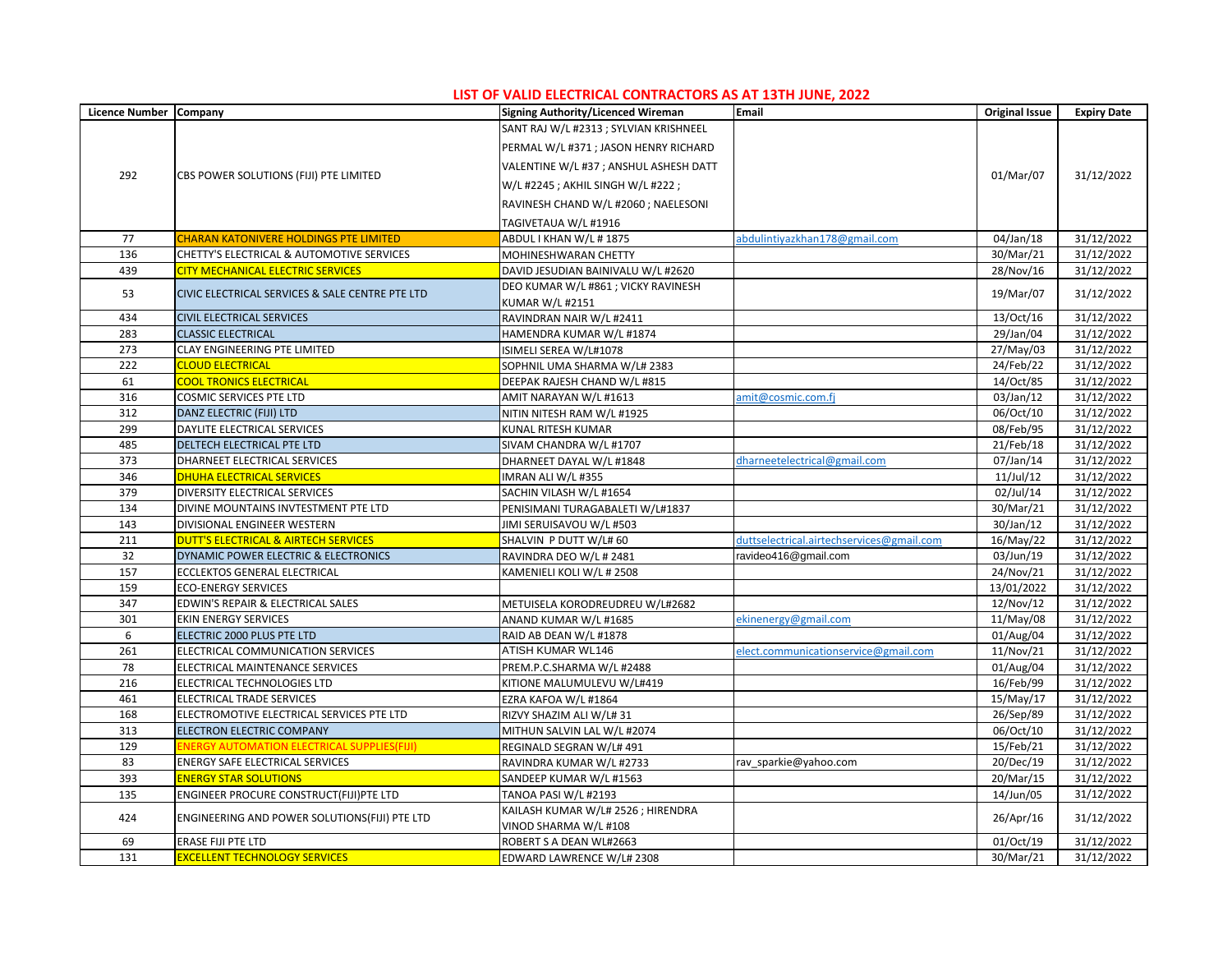## LIST OF VALID ELECTRICAL CONTRACTORS AS AT 13TH JUNE, 2022

| Licence Number | Company | Signing Authority/Licenced Wireman | Email | Original Issue | Expiry Date |
|---|---|---|---|---|---|
| 292 | CBS POWER SOLUTIONS (FIJI) PTE LIMITED | SANT RAJ W/L #2313 ; SYLVIAN KRISHNEEL PERMAL W/L #371 ; JASON HENRY RICHARD VALENTINE W/L #37 ; ANSHUL ASHESH DATT W/L #2245 ; AKHIL SINGH W/L #222 ; RAVINESH CHAND W/L #2060 ; NAELESONI TAGIVETAUA W/L #1916 | | 01/Mar/07 | 31/12/2022 |
| 77 | CHARAN KATONIVERE HOLDINGS PTE LIMITED | ABDUL I KHAN W/L # 1875 | abdulintiyazkhan178@gmail.com | 04/Jan/18 | 31/12/2022 |
| 136 | CHETTY'S ELECTRICAL & AUTOMOTIVE SERVICES | MOHINESHWARAN CHETTY | | 30/Mar/21 | 31/12/2022 |
| 439 | CITY MECHANICAL ELECTRIC SERVICES | DAVID JESUDIAN BAINIVALU W/L #2620 | | 28/Nov/16 | 31/12/2022 |
| 53 | CIVIC ELECTRICAL SERVICES & SALE CENTRE PTE LTD | DEO KUMAR W/L #861 ; VICKY RAVINESH KUMAR W/L #2151 | | 19/Mar/07 | 31/12/2022 |
| 434 | CIVIL ELECTRICAL SERVICES | RAVINDRAN NAIR W/L #2411 | | 13/Oct/16 | 31/12/2022 |
| 283 | CLASSIC ELECTRICAL | HAMENDRA KUMAR W/L #1874 | | 29/Jan/04 | 31/12/2022 |
| 273 | CLAY ENGINEERING PTE LIMITED | ISIMELI SEREA W/L#1078 | | 27/May/03 | 31/12/2022 |
| 222 | CLOUD ELECTRICAL | SOPHNIL UMA SHARMA W/L# 2383 | | 24/Feb/22 | 31/12/2022 |
| 61 | COOL TRONICS ELECTRICAL | DEEPAK RAJESH CHAND W/L #815 | | 14/Oct/85 | 31/12/2022 |
| 316 | COSMIC SERVICES PTE LTD | AMIT NARAYAN W/L #1613 | amit@cosmic.com.fj | 03/Jan/12 | 31/12/2022 |
| 312 | DANZ ELECTRIC (FIJI) LTD | NITIN NITESH RAM W/L #1925 | | 06/Oct/10 | 31/12/2022 |
| 299 | DAYLITE ELECTRICAL SERVICES | KUNAL RITESH KUMAR | | 08/Feb/95 | 31/12/2022 |
| 485 | DELTECH ELECTRICAL PTE LTD | SIVAM CHANDRA W/L #1707 | | 21/Feb/18 | 31/12/2022 |
| 373 | DHARNEET ELECTRICAL SERVICES | DHARNEET DAYAL W/L #1848 | dharneetelectrical@gmail.com | 07/Jan/14 | 31/12/2022 |
| 346 | DHUHA ELECTRICAL SERVICES | IMRAN ALI W/L #355 | | 11/Jul/12 | 31/12/2022 |
| 379 | DIVERSITY ELECTRICAL SERVICES | SACHIN VILASH W/L #1654 | | 02/Jul/14 | 31/12/2022 |
| 134 | DIVINE MOUNTAINS INVTESTMENT PTE LTD | PENISIMANI TURAGABALETI W/L#1837 | | 30/Mar/21 | 31/12/2022 |
| 143 | DIVISIONAL ENGINEER WESTERN | JIMI SERUISAVOU W/L #503 | | 30/Jan/12 | 31/12/2022 |
| 211 | DUTT'S ELECTRICAL & AIRTECH SERVICES | SHALVIN P DUTT W/L# 60 | duttselectrical.airtechservices@gmail.com | 16/May/22 | 31/12/2022 |
| 32 | DYNAMIC POWER ELECTRIC & ELECTRONICS | RAVINDRA DEO W/L # 2481 | ravideo416@gmail.com | 03/Jun/19 | 31/12/2022 |
| 157 | ECCLEKTOS GENERAL ELECTRICAL | KAMENIELI KOLI W/L # 2508 | | 24/Nov/21 | 31/12/2022 |
| 159 | ECO-ENERGY SERVICES | | | 13/01/2022 | 31/12/2022 |
| 347 | EDWIN'S REPAIR & ELECTRICAL SALES | METUISELA KORODREUDREU W/L#2682 | | 12/Nov/12 | 31/12/2022 |
| 301 | EKIN ENERGY SERVICES | ANAND KUMAR W/L #1685 | ekinenergy@gmail.com | 11/May/08 | 31/12/2022 |
| 6 | ELECTRIC 2000 PLUS PTE LTD | RAID AB DEAN W/L #1878 | | 01/Aug/04 | 31/12/2022 |
| 261 | ELECTRICAL COMMUNICATION SERVICES | ATISH KUMAR WL146 | elect.communicationservice@gmail.com | 11/Nov/21 | 31/12/2022 |
| 78 | ELECTRICAL MAINTENANCE SERVICES | PREM.P.C.SHARMA W/L #2488 | | 01/Aug/04 | 31/12/2022 |
| 216 | ELECTRICAL TECHNOLOGIES LTD | KITIONE MALUMULEVU W/L#419 | | 16/Feb/99 | 31/12/2022 |
| 461 | ELECTRICAL TRADE SERVICES | EZRA KAFOA W/L #1864 | | 15/May/17 | 31/12/2022 |
| 168 | ELECTROMOTIVE ELECTRICAL SERVICES PTE LTD | RIZVY SHAZIM ALI W/L# 31 | | 26/Sep/89 | 31/12/2022 |
| 313 | ELECTRON ELECTRIC COMPANY | MITHUN SALVIN LAL W/L #2074 | | 06/Oct/10 | 31/12/2022 |
| 129 | ENERGY AUTOMATION ELECTRICAL SUPPLIES(FIJI) | REGINALD SEGRAN W/L# 491 | | 15/Feb/21 | 31/12/2022 |
| 83 | ENERGY SAFE ELECTRICAL SERVICES | RAVINDRA KUMAR W/L #2733 | rav_sparkie@yahoo.com | 20/Dec/19 | 31/12/2022 |
| 393 | ENERGY STAR SOLUTIONS | SANDEEP KUMAR W/L #1563 | | 20/Mar/15 | 31/12/2022 |
| 135 | ENGINEER PROCURE CONSTRUCT(FIJI)PTE LTD | TANOA PASI W/L #2193 | | 14/Jun/05 | 31/12/2022 |
| 424 | ENGINEERING AND POWER SOLUTIONS(FIJI) PTE LTD | KAILASH KUMAR W/L# 2526 ; HIRENDRA VINOD SHARMA W/L #108 | | 26/Apr/16 | 31/12/2022 |
| 69 | ERASE FIJI PTE LTD | ROBERT S A DEAN WL#2663 | | 01/Oct/19 | 31/12/2022 |
| 131 | EXCELLENT TECHNOLOGY SERVICES | EDWARD LAWRENCE W/L# 2308 | | 30/Mar/21 | 31/12/2022 |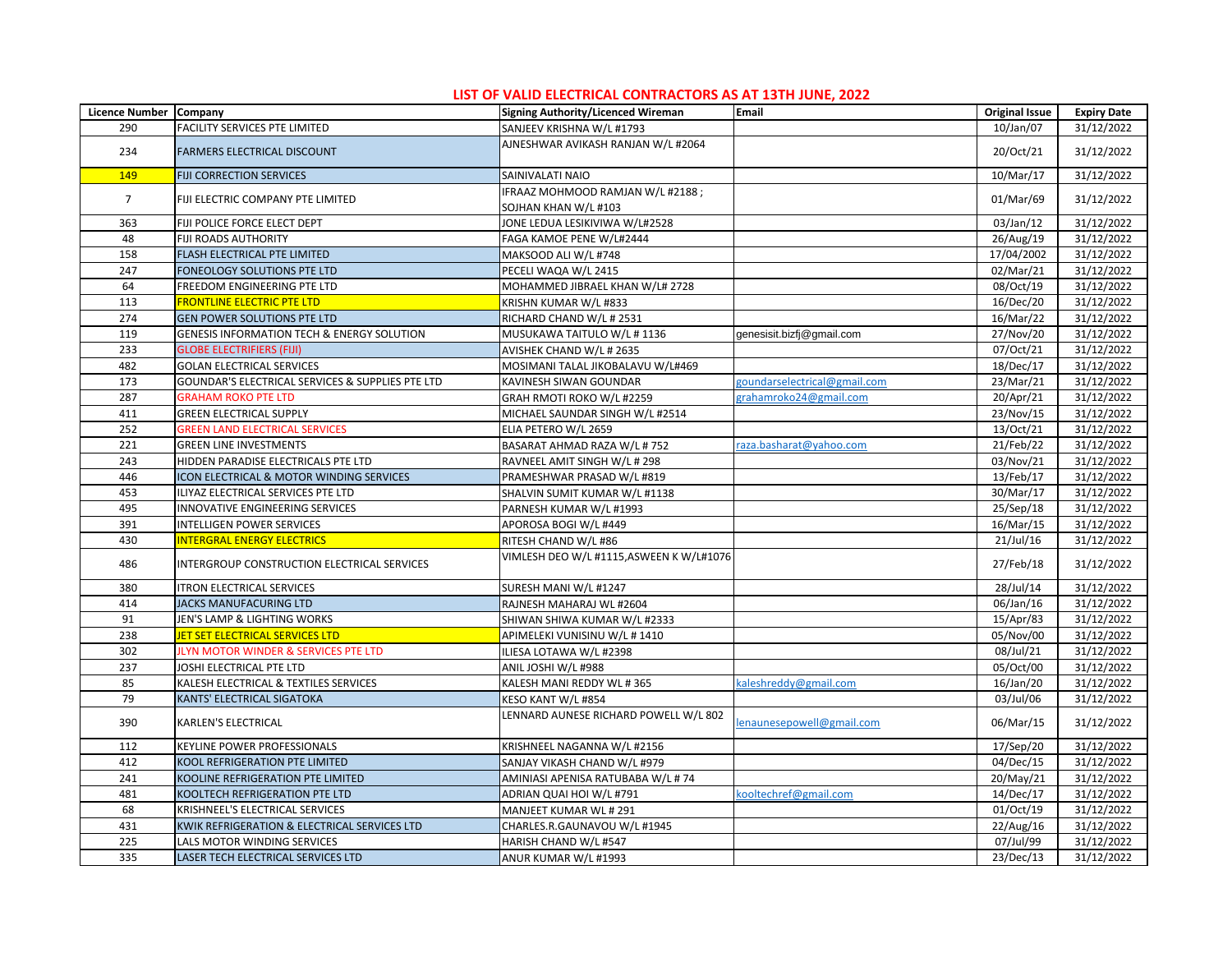## LIST OF VALID ELECTRICAL CONTRACTORS AS AT 13TH JUNE, 2022

| Licence Number | Company | Signing Authority/Licenced Wireman | Email | Original Issue | Expiry Date |
|---|---|---|---|---|---|
| 290 | FACILITY SERVICES PTE LIMITED | SANJEEV KRISHNA W/L #1793 | | 10/Jan/07 | 31/12/2022 |
| 234 | FARMERS ELECTRICAL DISCOUNT | AJNESHWAR AVIKASH RANJAN W/L #2064 | | 20/Oct/21 | 31/12/2022 |
| 149 | FIJI CORRECTION SERVICES | SAINIVALATI NAIO | | 10/Mar/17 | 31/12/2022 |
| 7 | FIJI ELECTRIC COMPANY PTE LIMITED | IFRAAZ MOHMOOD RAMJAN W/L #2188 ; SOJHAN KHAN W/L #103 | | 01/Mar/69 | 31/12/2022 |
| 363 | FIJI POLICE FORCE ELECT DEPT | JONE LEDUA LESIKIVIWA W/L#2528 | | 03/Jan/12 | 31/12/2022 |
| 48 | FIJI ROADS AUTHORITY | FAGA KAMOE PENE W/L#2444 | | 26/Aug/19 | 31/12/2022 |
| 158 | FLASH ELECTRICAL PTE LIMITED | MAKSOOD ALI W/L #748 | | 17/04/2002 | 31/12/2022 |
| 247 | FONEOLOGY SOLUTIONS PTE LTD | PECELI WAQA W/L 2415 | | 02/Mar/21 | 31/12/2022 |
| 64 | FREEDOM ENGINEERING PTE LTD | MOHAMMED JIBRAEL KHAN W/L# 2728 | | 08/Oct/19 | 31/12/2022 |
| 113 | FRONTLINE ELECTRIC PTE LTD | KRISHN KUMAR W/L #833 | | 16/Dec/20 | 31/12/2022 |
| 274 | GEN POWER SOLUTIONS PTE LTD | RICHARD CHAND W/L # 2531 | | 16/Mar/22 | 31/12/2022 |
| 119 | GENESIS INFORMATION TECH & ENERGY SOLUTION | MUSUKAWA TAITULO W/L # 1136 | genesisit.bizfj@gmail.com | 27/Nov/20 | 31/12/2022 |
| 233 | GLOBE ELECTRIFIERS (FIJI) | AVISHEK CHAND W/L # 2635 | | 07/Oct/21 | 31/12/2022 |
| 482 | GOLAN ELECTRICAL SERVICES | MOSIMANI TALAL JIKOBALAVU W/L#469 | | 18/Dec/17 | 31/12/2022 |
| 173 | GOUNDAR'S ELECTRICAL SERVICES & SUPPLIES PTE LTD | KAVINESH SIWAN GOUNDAR | goundarselectrical@gmail.com | 23/Mar/21 | 31/12/2022 |
| 287 | GRAHAM ROKO PTE LTD | GRAH RMOTI ROKO W/L #2259 | grahamroko24@gmail.com | 20/Apr/21 | 31/12/2022 |
| 411 | GREEN ELECTRICAL SUPPLY | MICHAEL SAUNDAR SINGH W/L #2514 | | 23/Nov/15 | 31/12/2022 |
| 252 | GREEN LAND ELECTRICAL SERVICES | ELIA PETERO W/L 2659 | | 13/Oct/21 | 31/12/2022 |
| 221 | GREEN LINE INVESTMENTS | BASARAT AHMAD RAZA W/L # 752 | raza.basharat@yahoo.com | 21/Feb/22 | 31/12/2022 |
| 243 | HIDDEN PARADISE ELECTRICALS PTE LTD | RAVNEEL AMIT SINGH W/L # 298 | | 03/Nov/21 | 31/12/2022 |
| 446 | ICON ELECTRICAL & MOTOR WINDING SERVICES | PRAMESHWAR PRASAD W/L #819 | | 13/Feb/17 | 31/12/2022 |
| 453 | ILIYAZ ELECTRICAL SERVICES PTE LTD | SHALVIN SUMIT KUMAR W/L #1138 | | 30/Mar/17 | 31/12/2022 |
| 495 | INNOVATIVE ENGINEERING SERVICES | PARNESH KUMAR W/L #1993 | | 25/Sep/18 | 31/12/2022 |
| 391 | INTELLIGEN POWER SERVICES | APOROSA BOGI W/L #449 | | 16/Mar/15 | 31/12/2022 |
| 430 | INTERGRAL ENERGY ELECTRICS | RITESH CHAND W/L #86 | | 21/Jul/16 | 31/12/2022 |
| 486 | INTERGROUP CONSTRUCTION ELECTRICAL SERVICES | VIMLESH DEO W/L #1115,ASWEEN K W/L#1076 | | 27/Feb/18 | 31/12/2022 |
| 380 | ITRON ELECTRICAL SERVICES | SURESH MANI W/L #1247 | | 28/Jul/14 | 31/12/2022 |
| 414 | JACKS MANUFACURING LTD | RAJNESH MAHARAJ WL #2604 | | 06/Jan/16 | 31/12/2022 |
| 91 | JEN'S LAMP & LIGHTING WORKS | SHIWAN SHIWA KUMAR W/L #2333 | | 15/Apr/83 | 31/12/2022 |
| 238 | JET SET ELECTRICAL SERVICES LTD | APIMELEKI VUNISINU W/L # 1410 | | 05/Nov/00 | 31/12/2022 |
| 302 | JLYN MOTOR WINDER & SERVICES PTE LTD | ILIESA LOTAWA W/L #2398 | | 08/Jul/21 | 31/12/2022 |
| 237 | JOSHI ELECTRICAL PTE LTD | ANIL JOSHI W/L #988 | | 05/Oct/00 | 31/12/2022 |
| 85 | KALESH ELECTRICAL & TEXTILES SERVICES | KALESH MANI REDDY WL # 365 | kaleshreddy@gmail.com | 16/Jan/20 | 31/12/2022 |
| 79 | KANTS' ELECTRICAL SIGATOKA | KESO KANT W/L #854 | | 03/Jul/06 | 31/12/2022 |
| 390 | KARLEN'S ELECTRICAL | LENNARD AUNESE RICHARD POWELL W/L 802 | lenaunesepowell@gmail.com | 06/Mar/15 | 31/12/2022 |
| 112 | KEYLINE POWER PROFESSIONALS | KRISHNEEL NAGANNA W/L #2156 | | 17/Sep/20 | 31/12/2022 |
| 412 | KOOL REFRIGERATION PTE LIMITED | SANJAY VIKASH CHAND W/L #979 | | 04/Dec/15 | 31/12/2022 |
| 241 | KOOLINE REFRIGERATION PTE LIMITED | AMINIASI APENISA RATUBABA W/L # 74 | | 20/May/21 | 31/12/2022 |
| 481 | KOOLTECH REFRIGERATION PTE LTD | ADRIAN QUAI HOI W/L #791 | kooltechref@gmail.com | 14/Dec/17 | 31/12/2022 |
| 68 | KRISHNEEL'S ELECTRICAL SERVICES | MANJEET KUMAR WL # 291 | | 01/Oct/19 | 31/12/2022 |
| 431 | KWIK REFRIGERATION & ELECTRICAL SERVICES LTD | CHARLES.R.GAUNAVOU W/L #1945 | | 22/Aug/16 | 31/12/2022 |
| 225 | LALS MOTOR WINDING SERVICES | HARISH CHAND W/L #547 | | 07/Jul/99 | 31/12/2022 |
| 335 | LASER TECH ELECTRICAL SERVICES LTD | ANUR KUMAR W/L #1993 | | 23/Dec/13 | 31/12/2022 |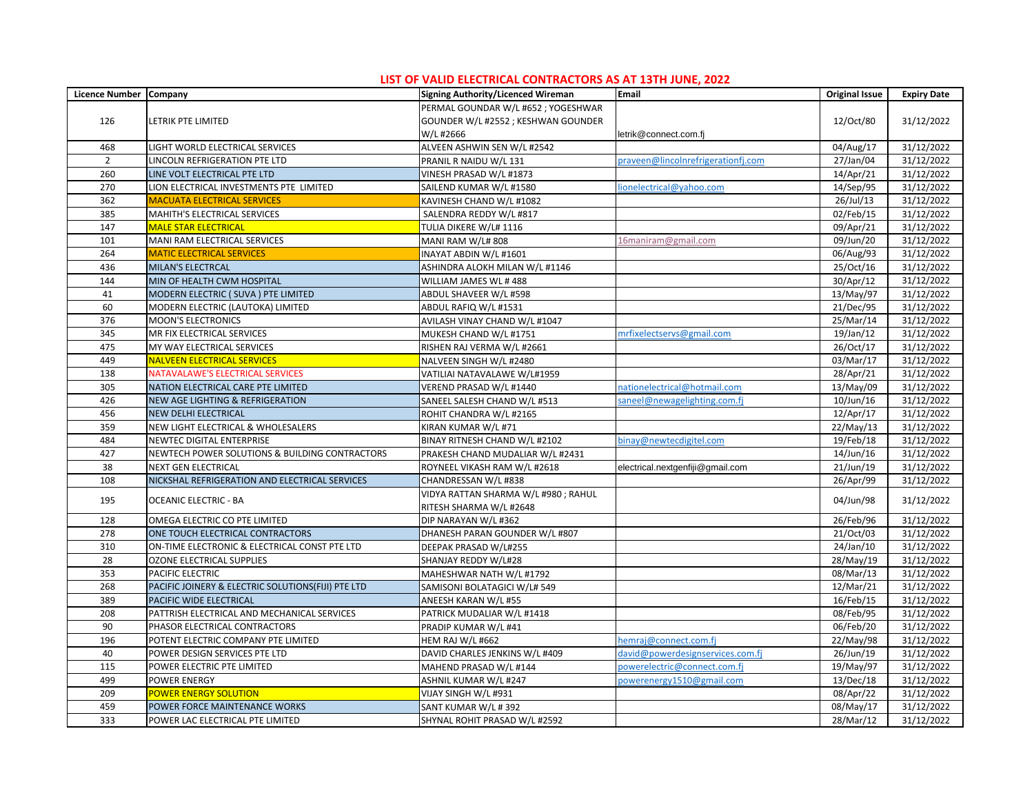## LIST OF VALID ELECTRICAL CONTRACTORS AS AT 13TH JUNE, 2022

| Licence Number | Company | Signing Authority/Licenced Wireman | Email | Original Issue | Expiry Date |
|---|---|---|---|---|---|
| 126 | LETRIK PTE LIMITED | PERMAL GOUNDAR W/L #652 ; YOGESHWAR GOUNDER W/L #2552 ; KESHWAN GOUNDER W/L #2666 | letrik@connect.com.fj | 12/Oct/80 | 31/12/2022 |
| 468 | LIGHT WORLD ELECTRICAL SERVICES | ALVEEN ASHWIN SEN W/L #2542 | | 04/Aug/17 | 31/12/2022 |
| 2 | LINCOLN REFRIGERATION PTE LTD | PRANIL R NAIDU W/L 131 | praveen@lincolnrefrigerationfj.com | 27/Jan/04 | 31/12/2022 |
| 260 | LINE VOLT ELECTRICAL PTE LTD | VINESH PRASAD W/L #1873 | | 14/Apr/21 | 31/12/2022 |
| 270 | LION ELECTRICAL INVESTMENTS PTE LIMITED | SAILEND KUMAR W/L #1580 | lionelectrical@yahoo.com | 14/Sep/95 | 31/12/2022 |
| 362 | MACUATA ELECTRICAL SERVICES | KAVINESH CHAND W/L #1082 | | 26/Jul/13 | 31/12/2022 |
| 385 | MAHITH'S ELECTRICAL SERVICES | SALENDRA REDDY W/L #817 | | 02/Feb/15 | 31/12/2022 |
| 147 | MALE STAR ELECTRICAL | TULIA DIKERE W/L# 1116 | | 09/Apr/21 | 31/12/2022 |
| 101 | MANI RAM ELECTRICAL SERVICES | MANI RAM W/L# 808 | 16maniram@gmail.com | 09/Jun/20 | 31/12/2022 |
| 264 | MATIC ELECTRICAL SERVICES | INAYAT ABDIN W/L #1601 | | 06/Aug/93 | 31/12/2022 |
| 436 | MILAN'S ELECTRCAL | ASHINDRA ALOKH MILAN W/L #1146 | | 25/Oct/16 | 31/12/2022 |
| 144 | MIN OF HEALTH CWM HOSPITAL | WILLIAM JAMES WL # 488 | | 30/Apr/12 | 31/12/2022 |
| 41 | MODERN ELECTRIC ( SUVA ) PTE LIMITED | ABDUL SHAVEER W/L #598 | | 13/May/97 | 31/12/2022 |
| 60 | MODERN ELECTRIC (LAUTOKA) LIMITED | ABDUL RAFIQ W/L #1531 | | 21/Dec/95 | 31/12/2022 |
| 376 | MOON'S ELECTRONICS | AVILASH VINAY CHAND W/L #1047 | | 25/Mar/14 | 31/12/2022 |
| 345 | MR FIX ELECTRICAL SERVICES | MUKESH CHAND W/L #1751 | mrfixelectservs@gmail.com | 19/Jan/12 | 31/12/2022 |
| 475 | MY WAY ELECTRICAL SERVICES | RISHEN RAJ VERMA W/L #2661 | | 26/Oct/17 | 31/12/2022 |
| 449 | NALVEEN ELECTRICAL SERVICES | NALVEEN SINGH W/L #2480 | | 03/Mar/17 | 31/12/2022 |
| 138 | NATAVALAWE'S ELECTRICAL SERVICES | VATILIAI NATAVALAWE W/L#1959 | | 28/Apr/21 | 31/12/2022 |
| 305 | NATION ELECTRICAL CARE PTE LIMITED | VEREND PRASAD W/L #1440 | nationelectrical@hotmail.com | 13/May/09 | 31/12/2022 |
| 426 | NEW AGE LIGHTING & REFRIGERATION | SANEEL SALESH CHAND W/L #513 | saneel@newagelighting.com.fj | 10/Jun/16 | 31/12/2022 |
| 456 | NEW DELHI ELECTRICAL | ROHIT CHANDRA W/L #2165 | | 12/Apr/17 | 31/12/2022 |
| 359 | NEW LIGHT ELECTRICAL & WHOLESALERS | KIRAN KUMAR W/L #71 | | 22/May/13 | 31/12/2022 |
| 484 | NEWTEC DIGITAL ENTERPRISE | BINAY RITNESH CHAND W/L #2102 | binay@newtecdigitel.com | 19/Feb/18 | 31/12/2022 |
| 427 | NEWTECH POWER SOLUTIONS & BUILDING CONTRACTORS | PRAKESH CHAND MUDALIAR W/L #2431 | | 14/Jun/16 | 31/12/2022 |
| 38 | NEXT GEN ELECTRICAL | ROYNEEL VIKASH RAM W/L #2618 | electrical.nextgenfiji@gmail.com | 21/Jun/19 | 31/12/2022 |
| 108 | NICKSHAL REFRIGERATION AND ELECTRICAL SERVICES | CHANDRESSAN W/L #838 | | 26/Apr/99 | 31/12/2022 |
| 195 | OCEANIC ELECTRIC - BA | VIDYA RATTAN SHARMA W/L #980 ; RAHUL RITESH SHARMA W/L #2648 | | 04/Jun/98 | 31/12/2022 |
| 128 | OMEGA ELECTRIC CO PTE LIMITED | DIP NARAYAN W/L #362 | | 26/Feb/96 | 31/12/2022 |
| 278 | ONE TOUCH ELECTRICAL CONTRACTORS | DHANESH PARAN GOUNDER W/L #807 | | 21/Oct/03 | 31/12/2022 |
| 310 | ON-TIME ELECTRONIC & ELECTRICAL CONST PTE LTD | DEEPAK PRASAD W/L#255 | | 24/Jan/10 | 31/12/2022 |
| 28 | OZONE ELECTRICAL SUPPLIES | SHANJAY REDDY W/L#28 | | 28/May/19 | 31/12/2022 |
| 353 | PACIFIC ELECTRIC | MAHESHWAR NATH W/L #1792 | | 08/Mar/13 | 31/12/2022 |
| 268 | PACIFIC JOINERY & ELECTRIC SOLUTIONS(FIJI) PTE LTD | SAMISONI BOLATAGICI W/L# 549 | | 12/Mar/21 | 31/12/2022 |
| 389 | PACIFIC WIDE ELECTRICAL | ANEESH KARAN W/L #55 | | 16/Feb/15 | 31/12/2022 |
| 208 | PATTRISH ELECTRICAL AND MECHANICAL SERVICES | PATRICK MUDALIAR W/L #1418 | | 08/Feb/95 | 31/12/2022 |
| 90 | PHASOR ELECTRICAL CONTRACTORS | PRADIP KUMAR W/L #41 | | 06/Feb/20 | 31/12/2022 |
| 196 | POTENT ELECTRIC COMPANY PTE LIMITED | HEM RAJ W/L #662 | hemraj@connect.com.fj | 22/May/98 | 31/12/2022 |
| 40 | POWER DESIGN SERVICES PTE LTD | DAVID CHARLES JENKINS W/L #409 | david@powerdesignservices.com.fj | 26/Jun/19 | 31/12/2022 |
| 115 | POWER ELECTRIC PTE LIMITED | MAHEND PRASAD W/L #144 | powerelectric@connect.com.fj | 19/May/97 | 31/12/2022 |
| 499 | POWER ENERGY | ASHNIL KUMAR W/L #247 | powerenergy1510@gmail.com | 13/Dec/18 | 31/12/2022 |
| 209 | POWER ENERGY SOLUTION | VIJAY SINGH W/L #931 | | 08/Apr/22 | 31/12/2022 |
| 459 | POWER FORCE MAINTENANCE WORKS | SANT KUMAR W/L # 392 | | 08/May/17 | 31/12/2022 |
| 333 | POWER LAC ELECTRICAL PTE LIMITED | SHYNAL ROHIT PRASAD W/L #2592 | | 28/Mar/12 | 31/12/2022 |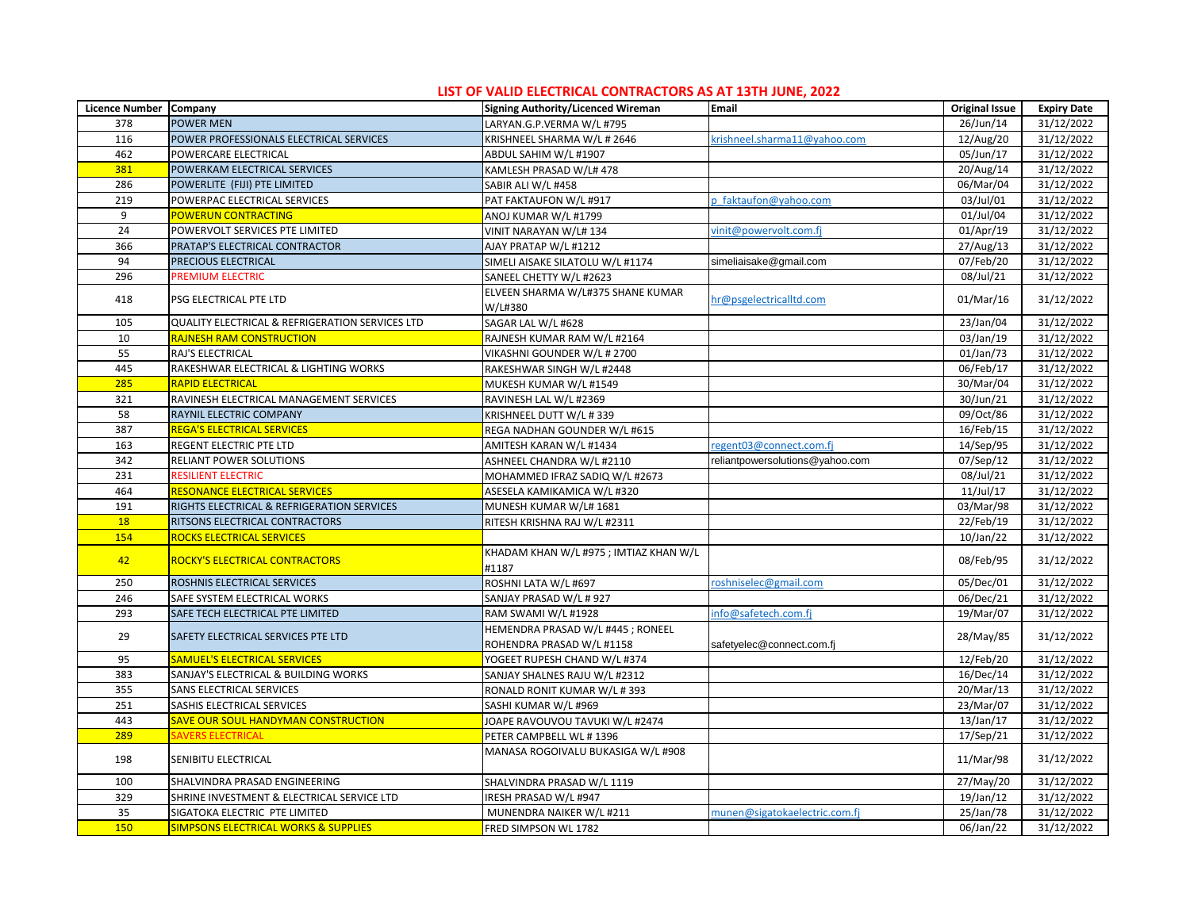## LIST OF VALID ELECTRICAL CONTRACTORS AS AT 13TH JUNE, 2022

| Licence Number | Company | Signing Authority/Licenced Wireman | Email | Original Issue | Expiry Date |
|---|---|---|---|---|---|
| 378 | POWER MEN | LARYAN.G.P.VERMA W/L #795 | | 26/Jun/14 | 31/12/2022 |
| 116 | POWER PROFESSIONALS ELECTRICAL SERVICES | KRISHNEEL SHARMA W/L # 2646 | krishneel.sharma11@yahoo.com | 12/Aug/20 | 31/12/2022 |
| 462 | POWERCARE ELECTRICAL | ABDUL SAHIM W/L #1907 | | 05/Jun/17 | 31/12/2022 |
| 381 | POWERKAM ELECTRICAL SERVICES | KAMLESH PRASAD W/L# 478 | | 20/Aug/14 | 31/12/2022 |
| 286 | POWERLITE (FIJI) PTE LIMITED | SABIR ALI W/L #458 | | 06/Mar/04 | 31/12/2022 |
| 219 | POWERPAC ELECTRICAL SERVICES | PAT FAKTAUFON W/L #917 | p_faktaufon@yahoo.com | 03/Jul/01 | 31/12/2022 |
| 9 | POWERUN CONTRACTING | ANOJ KUMAR W/L #1799 | | 01/Jul/04 | 31/12/2022 |
| 24 | POWERVOLT SERVICES PTE LIMITED | VINIT NARAYAN W/L# 134 | vinit@powervolt.com.fj | 01/Apr/19 | 31/12/2022 |
| 366 | PRATAP'S ELECTRICAL CONTRACTOR | AJAY PRATAP W/L #1212 | | 27/Aug/13 | 31/12/2022 |
| 94 | PRECIOUS ELECTRICAL | SIMELI AISAKE SILATOLU W/L #1174 | simeliaisake@gmail.com | 07/Feb/20 | 31/12/2022 |
| 296 | PREMIUM ELECTRIC | SANEEL CHETTY W/L #2623 | | 08/Jul/21 | 31/12/2022 |
| 418 | PSG ELECTRICAL PTE LTD | ELVEEN SHARMA W/L#375 SHANE KUMAR W/L#380 | hr@psgelectricalltd.com | 01/Mar/16 | 31/12/2022 |
| 105 | QUALITY ELECTRICAL & REFRIGERATION SERVICES LTD | SAGAR LAL W/L #628 | | 23/Jan/04 | 31/12/2022 |
| 10 | RAJNESH RAM CONSTRUCTION | RAJNESH KUMAR RAM W/L #2164 | | 03/Jan/19 | 31/12/2022 |
| 55 | RAJ'S ELECTRICAL | VIKASHNI GOUNDER W/L # 2700 | | 01/Jan/73 | 31/12/2022 |
| 445 | RAKESHWAR ELECTRICAL & LIGHTING WORKS | RAKESHWAR SINGH W/L #2448 | | 06/Feb/17 | 31/12/2022 |
| 285 | RAPID ELECTRICAL | MUKESH KUMAR W/L #1549 | | 30/Mar/04 | 31/12/2022 |
| 321 | RAVINESH ELECTRICAL MANAGEMENT SERVICES | RAVINESH LAL W/L #2369 | | 30/Jun/21 | 31/12/2022 |
| 58 | RAYNIL ELECTRIC COMPANY | KRISHNEEL DUTT W/L # 339 | | 09/Oct/86 | 31/12/2022 |
| 387 | REGA'S ELECTRICAL SERVICES | REGA NADHAN GOUNDER W/L #615 | | 16/Feb/15 | 31/12/2022 |
| 163 | REGENT ELECTRIC PTE LTD | AMITESH KARAN W/L #1434 | regent03@connect.com.fj | 14/Sep/95 | 31/12/2022 |
| 342 | RELIANT POWER SOLUTIONS | ASHNEEL CHANDRA W/L #2110 | reliantpowersolutions@yahoo.com | 07/Sep/12 | 31/12/2022 |
| 231 | RESILIENT ELECTRIC | MOHAMMED IFRAZ SADIQ W/L #2673 | | 08/Jul/21 | 31/12/2022 |
| 464 | RESONANCE ELECTRICAL SERVICES | ASESELA KAMIKAMICA W/L #320 | | 11/Jul/17 | 31/12/2022 |
| 191 | RIGHTS ELECTRICAL & REFRIGERATION SERVICES | MUNESH KUMAR W/L# 1681 | | 03/Mar/98 | 31/12/2022 |
| 18 | RITSONS ELECTRICAL CONTRACTORS | RITESH KRISHNA RAJ W/L #2311 | | 22/Feb/19 | 31/12/2022 |
| 154 | ROCKS ELECTRICAL SERVICES | | | 10/Jan/22 | 31/12/2022 |
| 42 | ROCKY'S ELECTRICAL CONTRACTORS | KHADAM KHAN W/L #975 ; IMTIAZ KHAN W/L #1187 | | 08/Feb/95 | 31/12/2022 |
| 250 | ROSHNIS ELECTRICAL SERVICES | ROSHNI LATA W/L #697 | roshniselec@gmail.com | 05/Dec/01 | 31/12/2022 |
| 246 | SAFE SYSTEM ELECTRICAL WORKS | SANJAY PRASAD W/L # 927 | | 06/Dec/21 | 31/12/2022 |
| 293 | SAFE TECH ELECTRICAL PTE LIMITED | RAM SWAMI W/L #1928 | info@safetech.com.fj | 19/Mar/07 | 31/12/2022 |
| 29 | SAFETY ELECTRICAL SERVICES PTE LTD | HEMENDRA PRASAD W/L #445 ; RONEEL ROHENDRA PRASAD W/L #1158 | safetyelec@connect.com.fj | 28/May/85 | 31/12/2022 |
| 95 | SAMUEL'S ELECTRICAL SERVICES | YOGEET RUPESH CHAND W/L #374 | | 12/Feb/20 | 31/12/2022 |
| 383 | SANJAY'S ELECTRICAL & BUILDING WORKS | SANJAY SHALNES RAJU W/L #2312 | | 16/Dec/14 | 31/12/2022 |
| 355 | SANS ELECTRICAL SERVICES | RONALD RONIT KUMAR W/L # 393 | | 20/Mar/13 | 31/12/2022 |
| 251 | SASHIS ELECTRICAL SERVICES | SASHI KUMAR W/L #969 | | 23/Mar/07 | 31/12/2022 |
| 443 | SAVE OUR SOUL HANDYMAN CONSTRUCTION | JOAPE RAVOUVOU TAVUKI W/L #2474 | | 13/Jan/17 | 31/12/2022 |
| 289 | SAVERS ELECTRICAL | PETER CAMPBELL WL # 1396 | | 17/Sep/21 | 31/12/2022 |
| 198 | SENIBITU ELECTRICAL | MANASA ROGOIVALU BUKASIGA W/L #908 | | 11/Mar/98 | 31/12/2022 |
| 100 | SHALVINDRA PRASAD ENGINEERING | SHALVINDRA PRASAD W/L 1119 | | 27/May/20 | 31/12/2022 |
| 329 | SHRINE INVESTMENT & ELECTRICAL SERVICE LTD | IRESH PRASAD W/L #947 | | 19/Jan/12 | 31/12/2022 |
| 35 | SIGATOKA ELECTRIC PTE LIMITED | MUNENDRA NAIKER W/L #211 | munen@sigatokaelectric.com.fj | 25/Jan/78 | 31/12/2022 |
| 150 | SIMPSONS ELECTRICAL WORKS & SUPPLIES | FRED SIMPSON WL 1782 | | 06/Jan/22 | 31/12/2022 |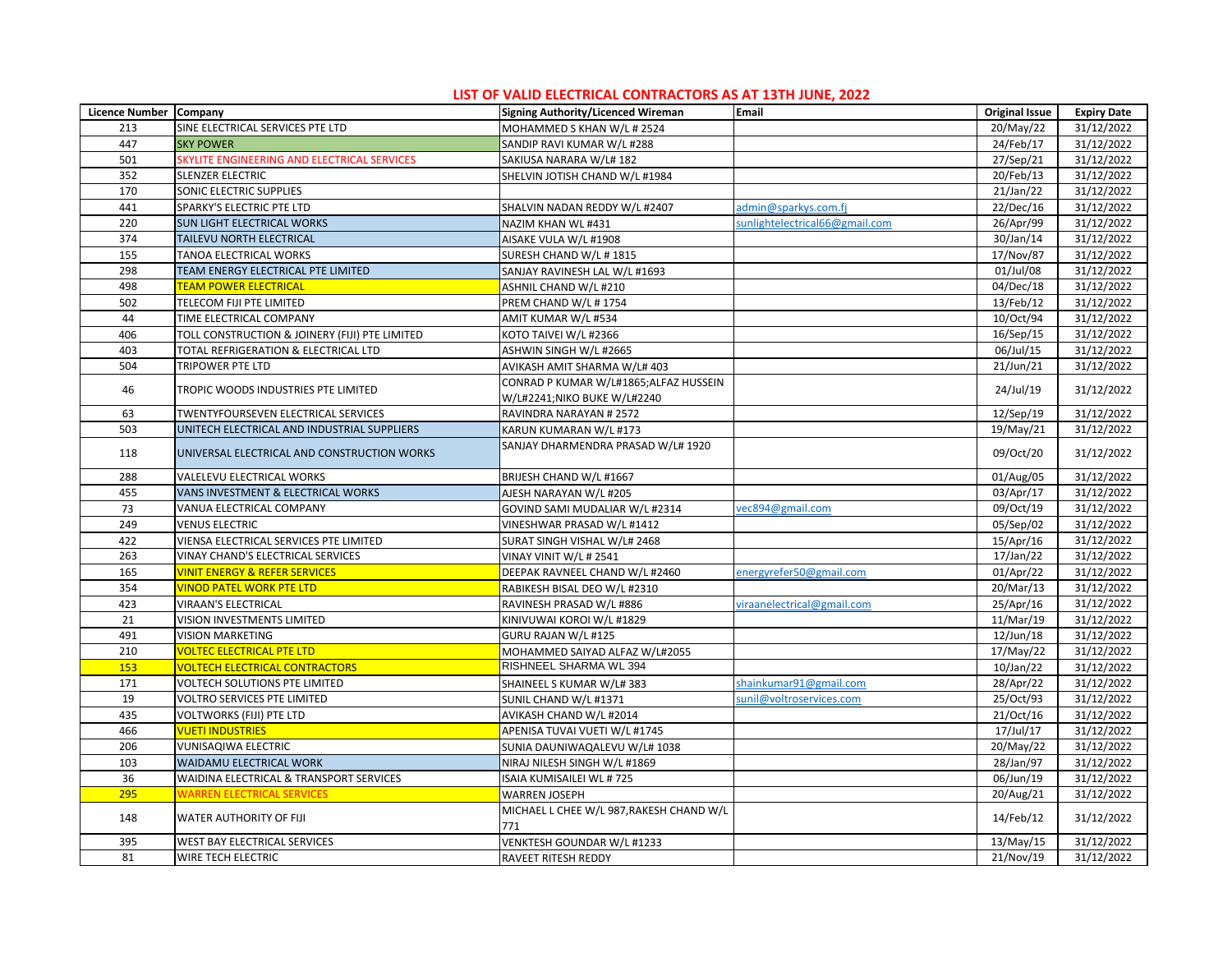## LIST OF VALID ELECTRICAL CONTRACTORS AS AT 13TH JUNE, 2022

| Licence Number | Company | Signing Authority/Licenced Wireman | Email | Original Issue | Expiry Date |
|---|---|---|---|---|---|
| 213 | SINE ELECTRICAL SERVICES PTE LTD | MOHAMMED S KHAN W/L # 2524 | | 20/May/22 | 31/12/2022 |
| 447 | SKY POWER | SANDIP RAVI KUMAR W/L #288 | | 24/Feb/17 | 31/12/2022 |
| 501 | SKYLITE ENGINEERING AND ELECTRICAL SERVICES | SAKIUSA NARARA W/L# 182 | | 27/Sep/21 | 31/12/2022 |
| 352 | SLENZER ELECTRIC | SHELVIN JOTISH CHAND W/L #1984 | | 20/Feb/13 | 31/12/2022 |
| 170 | SONIC ELECTRIC SUPPLIES | | | 21/Jan/22 | 31/12/2022 |
| 441 | SPARKY'S ELECTRIC PTE LTD | SHALVIN NADAN REDDY W/L #2407 | admin@sparkys.com.fj | 22/Dec/16 | 31/12/2022 |
| 220 | SUN LIGHT ELECTRICAL WORKS | NAZIM KHAN WL #431 | sunlightelectrical66@gmail.com | 26/Apr/99 | 31/12/2022 |
| 374 | TAILEVU NORTH ELECTRICAL | AISAKE VULA W/L #1908 | | 30/Jan/14 | 31/12/2022 |
| 155 | TANOA ELECTRICAL WORKS | SURESH CHAND W/L # 1815 | | 17/Nov/87 | 31/12/2022 |
| 298 | TEAM ENERGY ELECTRICAL PTE LIMITED | SANJAY RAVINESH LAL W/L #1693 | | 01/Jul/08 | 31/12/2022 |
| 498 | TEAM POWER ELECTRICAL | ASHNIL CHAND W/L #210 | | 04/Dec/18 | 31/12/2022 |
| 502 | TELECOM FIJI PTE LIMITED | PREM CHAND W/L # 1754 | | 13/Feb/12 | 31/12/2022 |
| 44 | TIME ELECTRICAL COMPANY | AMIT KUMAR W/L #534 | | 10/Oct/94 | 31/12/2022 |
| 406 | TOLL CONSTRUCTION & JOINERY (FIJI) PTE LIMITED | KOTO TAIVEI W/L #2366 | | 16/Sep/15 | 31/12/2022 |
| 403 | TOTAL REFRIGERATION & ELECTRICAL LTD | ASHWIN SINGH W/L #2665 | | 06/Jul/15 | 31/12/2022 |
| 504 | TRIPOWER PTE LTD | AVIKASH AMIT SHARMA W/L# 403 | | 21/Jun/21 | 31/12/2022 |
| 46 | TROPIC WOODS INDUSTRIES PTE LIMITED | CONRAD P KUMAR W/L#1865;ALFAZ HUSSEIN W/L#2241;NIKO BUKE W/L#2240 | | 24/Jul/19 | 31/12/2022 |
| 63 | TWENTYFOURSEVEN ELECTRICAL SERVICES | RAVINDRA NARAYAN # 2572 | | 12/Sep/19 | 31/12/2022 |
| 503 | UNITECH ELECTRICAL AND INDUSTRIAL SUPPLIERS | KARUN KUMARAN W/L #173 | | 19/May/21 | 31/12/2022 |
| 118 | UNIVERSAL ELECTRICAL AND CONSTRUCTION WORKS | SANJAY DHARMENDRA PRASAD W/L# 1920 | | 09/Oct/20 | 31/12/2022 |
| 288 | VALELEVU ELECTRICAL WORKS | BRIJESH CHAND W/L #1667 | | 01/Aug/05 | 31/12/2022 |
| 455 | VANS INVESTMENT & ELECTRICAL WORKS | AJESH NARAYAN W/L #205 | | 03/Apr/17 | 31/12/2022 |
| 73 | VANUA ELECTRICAL COMPANY | GOVIND SAMI MUDALIAR W/L #2314 | vec894@gmail.com | 09/Oct/19 | 31/12/2022 |
| 249 | VENUS ELECTRIC | VINESHWAR PRASAD W/L #1412 | | 05/Sep/02 | 31/12/2022 |
| 422 | VIENSA ELECTRICAL SERVICES PTE LIMITED | SURAT SINGH VISHAL W/L# 2468 | | 15/Apr/16 | 31/12/2022 |
| 263 | VINAY CHAND'S ELECTRICAL SERVICES | VINAY VINIT W/L # 2541 | | 17/Jan/22 | 31/12/2022 |
| 165 | VINIT ENERGY & REFER SERVICES | DEEPAK RAVNEEL CHAND W/L #2460 | energyrefer50@gmail.com | 01/Apr/22 | 31/12/2022 |
| 354 | VINOD PATEL WORK PTE LTD | RABIKESH BISAL DEO W/L #2310 | | 20/Mar/13 | 31/12/2022 |
| 423 | VIRAAN'S ELECTRICAL | RAVINESH PRASAD W/L #886 | viraanelectrical@gmail.com | 25/Apr/16 | 31/12/2022 |
| 21 | VISION INVESTMENTS LIMITED | KINIVUWAI KOROI W/L #1829 | | 11/Mar/19 | 31/12/2022 |
| 491 | VISION MARKETING | GURU RAJAN W/L #125 | | 12/Jun/18 | 31/12/2022 |
| 210 | VOLTEC ELECTRICAL PTE LTD | MOHAMMED SAIYAD ALFAZ W/L#2055 | | 17/May/22 | 31/12/2022 |
| 153 | VOLTECH ELECTRICAL CONTRACTORS | RISHNEEL SHARMA WL 394 | | 10/Jan/22 | 31/12/2022 |
| 171 | VOLTECH SOLUTIONS PTE LIMITED | SHAINEEL S KUMAR W/L# 383 | shainkumar91@gmail.com | 28/Apr/22 | 31/12/2022 |
| 19 | VOLTRO SERVICES PTE LIMITED | SUNIL CHAND W/L #1371 | sunil@voltroservices.com | 25/Oct/93 | 31/12/2022 |
| 435 | VOLTWORKS (FIJI) PTE LTD | AVIKASH CHAND W/L #2014 | | 21/Oct/16 | 31/12/2022 |
| 466 | VUETI INDUSTRIES | APENISA TUVAI VUETI W/L #1745 | | 17/Jul/17 | 31/12/2022 |
| 206 | VUNISAQIWA ELECTRIC | SUNIA DAUNIWAQALEVU W/L# 1038 | | 20/May/22 | 31/12/2022 |
| 103 | WAIDAMU ELECTRICAL WORK | NIRAJ NILESH SINGH W/L #1869 | | 28/Jan/97 | 31/12/2022 |
| 36 | WAIDINA ELECTRICAL & TRANSPORT SERVICES | ISAIA KUMISAILEI WL # 725 | | 06/Jun/19 | 31/12/2022 |
| 295 | WARREN ELECTRICAL SERVICES | WARREN JOSEPH | | 20/Aug/21 | 31/12/2022 |
| 148 | WATER AUTHORITY OF FIJI | MICHAEL L CHEE W/L 987,RAKESH CHAND W/L 771 | | 14/Feb/12 | 31/12/2022 |
| 395 | WEST BAY ELECTRICAL SERVICES | VENKTESH GOUNDAR W/L #1233 | | 13/May/15 | 31/12/2022 |
| 81 | WIRE TECH ELECTRIC | RAVEET RITESH REDDY | | 21/Nov/19 | 31/12/2022 |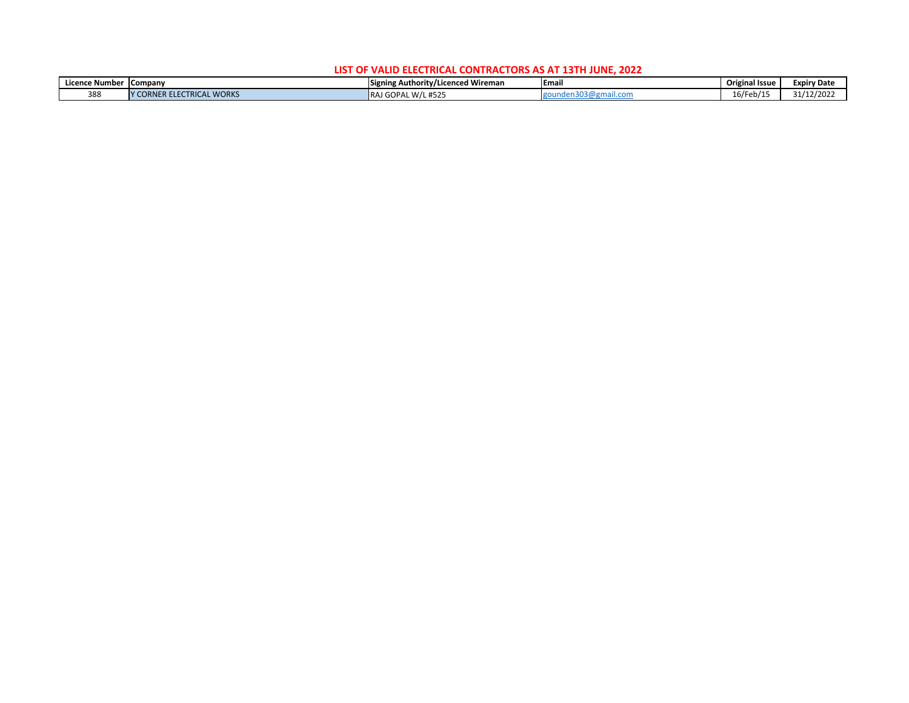## LIST OF VALID ELECTRICAL CONTRACTORS AS AT 13TH JUNE, 2022

| Licence Number | Company | Signing Authority/Licenced Wireman | Email | Original Issue | Expiry Date |
|---|---|---|---|---|---|
| 388 | Y CORNER ELECTRICAL WORKS | RAJ GOPAL W/L #525 | gounden303@gmail.com | 16/Feb/15 | 31/12/2022 |